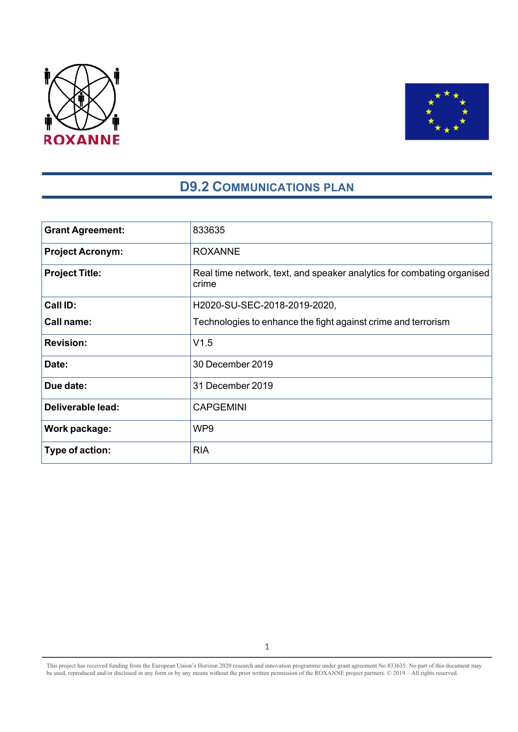ROXANNE

# D9.2 COMMUNICATIONS PLAN

| **Grant Agreement:** | 833635 |
|---|---|
| **Project Acronym:** | ROXANNE |
| **Project Title:** | Real time network, text, and speaker analytics for combating organised crime |
| **Call ID:**<br>**Call name:** | H2020-SU-SEC-2018-2019-2020,<br>Technologies to enhance the fight against crime and terrorism |
| **Revision:** | V1.5 |
| **Date:** | 30 December 2019 |
| **Due date:** | 31 December 2019 |
| **Deliverable lead:** | CAPGEMINI |
| **Work package:** | WP9 |
| **Type of action:** | RIA |

This project has received funding from the European Union's Horizon 2020 research and innovation programme under grant agreement No 833635. No part of this document may be used, reproduced and/or disclosed in any form or by any means without the prior written permission of the ROXANNE project partners. © 2019 – All rights reserved.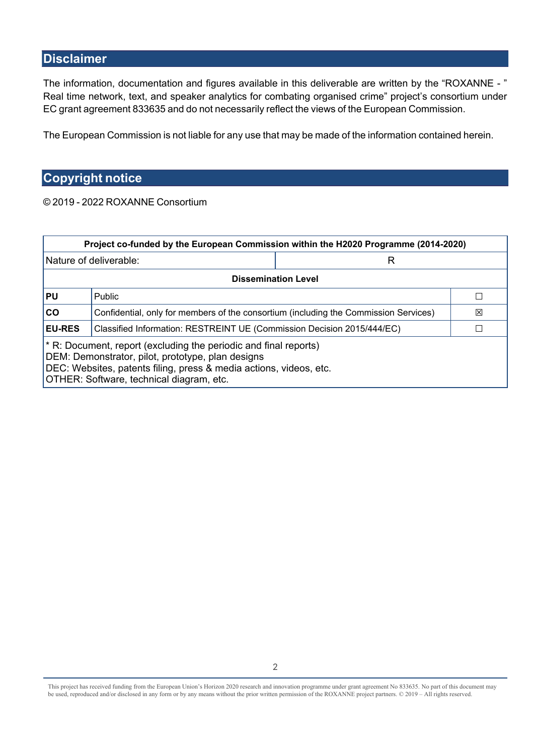## Disclaimer

The information, documentation and figures available in this deliverable are written by the "ROXANNE - " Real time network, text, and speaker analytics for combating organised crime" project's consortium under EC grant agreement 833635 and do not necessarily reflect the views of the European Commission.

The European Commission is not liable for any use that may be made of the information contained herein.

## Copyright notice

© 2019 - 2022 ROXANNE Consortium

| Project co-funded by the European Commission within the H2020 Programme (2014-2020) | | |
|---|---|---|
| Nature of deliverable: | R | |
| **Dissemination Level** | | |
| **PU** | Public | ☐ |
| **CO** | Confidential, only for members of the consortium (including the Commission Services) | ☒ |
| **EU-RES** | Classified Information: RESTREINT UE (Commission Decision 2015/444/EC) | ☐ |
| * R: Document, report (excluding the periodic and final reports)<br>DEM: Demonstrator, pilot, prototype, plan designs<br>DEC: Websites, patents filing, press & media actions, videos, etc.<br>OTHER: Software, technical diagram, etc. | | |

This project has received funding from the European Union's Horizon 2020 research and innovation programme under grant agreement No 833635. No part of this document may be used, reproduced and/or disclosed in any form or by any means without the prior written permission of the ROXANNE project partners. © 2019 – All rights reserved.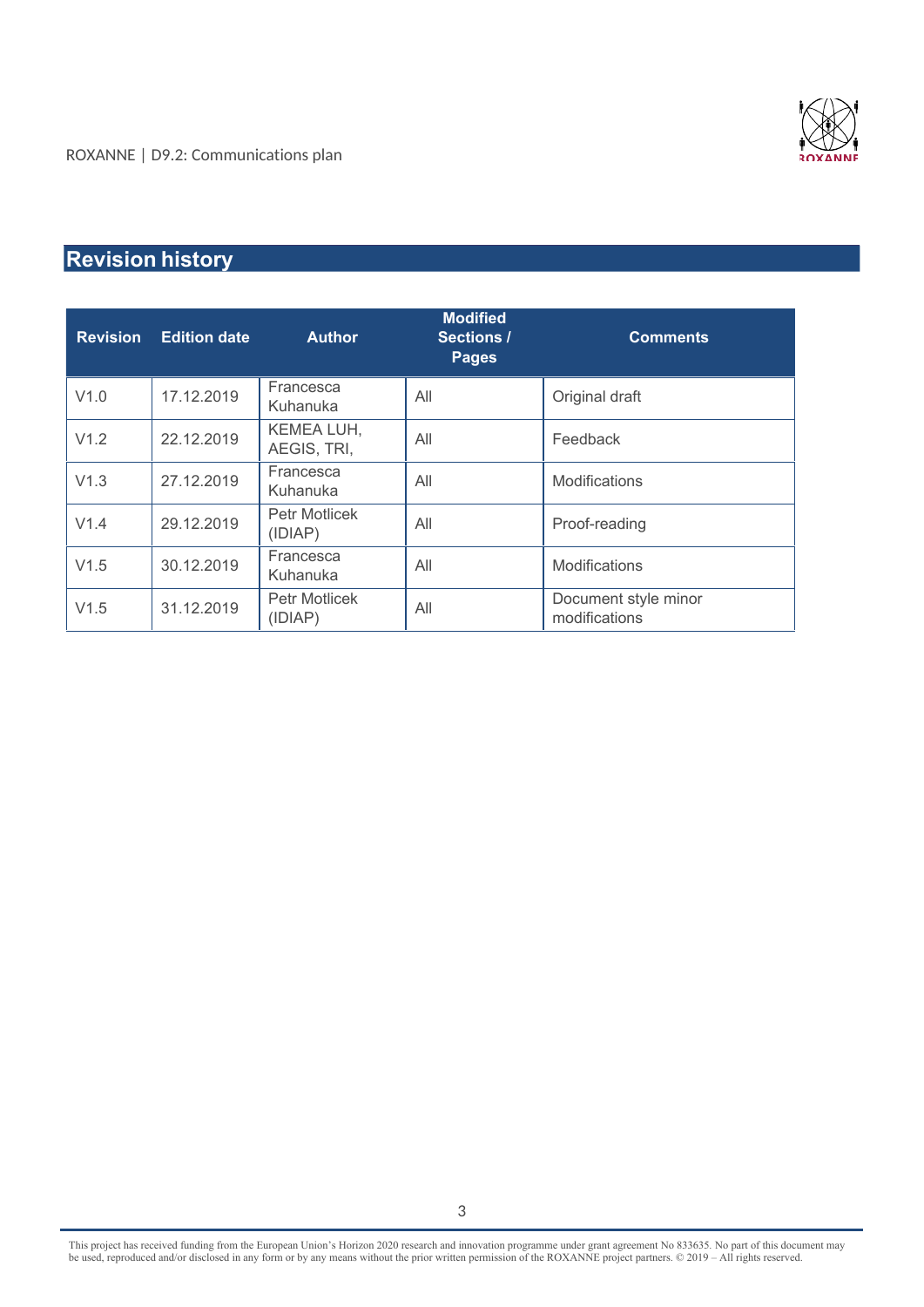## Revision history

| Revision | Edition date | Author | Modified Sections / Pages | Comments |
|---|---|---|---|---|
| V1.0 | 17.12.2019 | Francesca Kuhanuka | All | Original draft |
| V1.2 | 22.12.2019 | KEMEA LUH, AEGIS, TRI, | All | Feedback |
| V1.3 | 27.12.2019 | Francesca Kuhanuka | All | Modifications |
| V1.4 | 29.12.2019 | Petr Motlicek (IDIAP) | All | Proof-reading |
| V1.5 | 30.12.2019 | Francesca Kuhanuka | All | Modifications |
| V1.5 | 31.12.2019 | Petr Motlicek (IDIAP) | All | Document style minor modifications |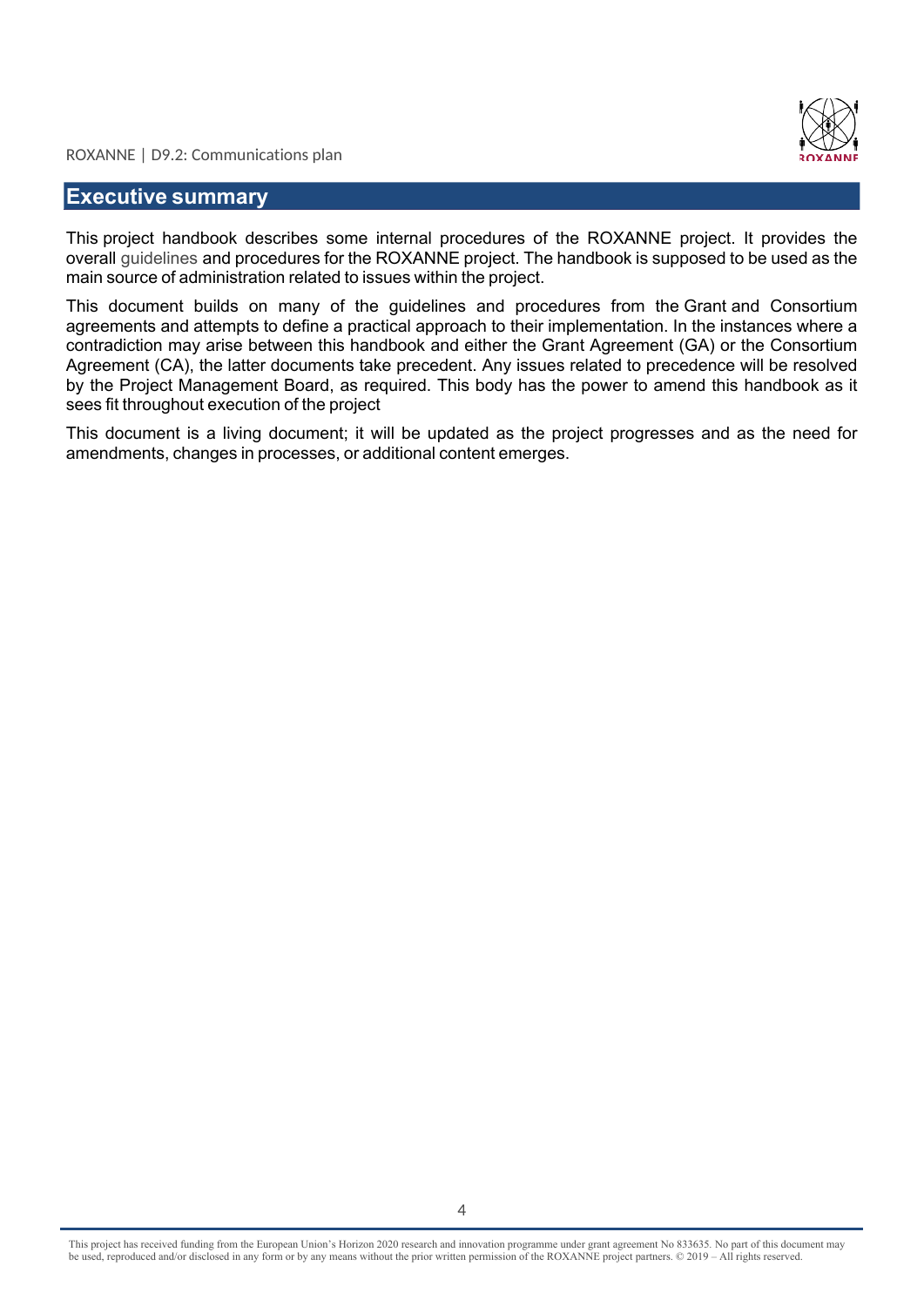# Executive summary

This project handbook describes some internal procedures of the ROXANNE project. It provides the overall guidelines and procedures for the ROXANNE project. The handbook is supposed to be used as the main source of administration related to issues within the project.

This document builds on many of the guidelines and procedures from the Grant and Consortium agreements and attempts to define a practical approach to their implementation. In the instances where a contradiction may arise between this handbook and either the Grant Agreement (GA) or the Consortium Agreement (CA), the latter documents take precedent. Any issues related to precedence will be resolved by the Project Management Board, as required. This body has the power to amend this handbook as it sees fit throughout execution of the project

This document is a living document; it will be updated as the project progresses and as the need for amendments, changes in processes, or additional content emerges.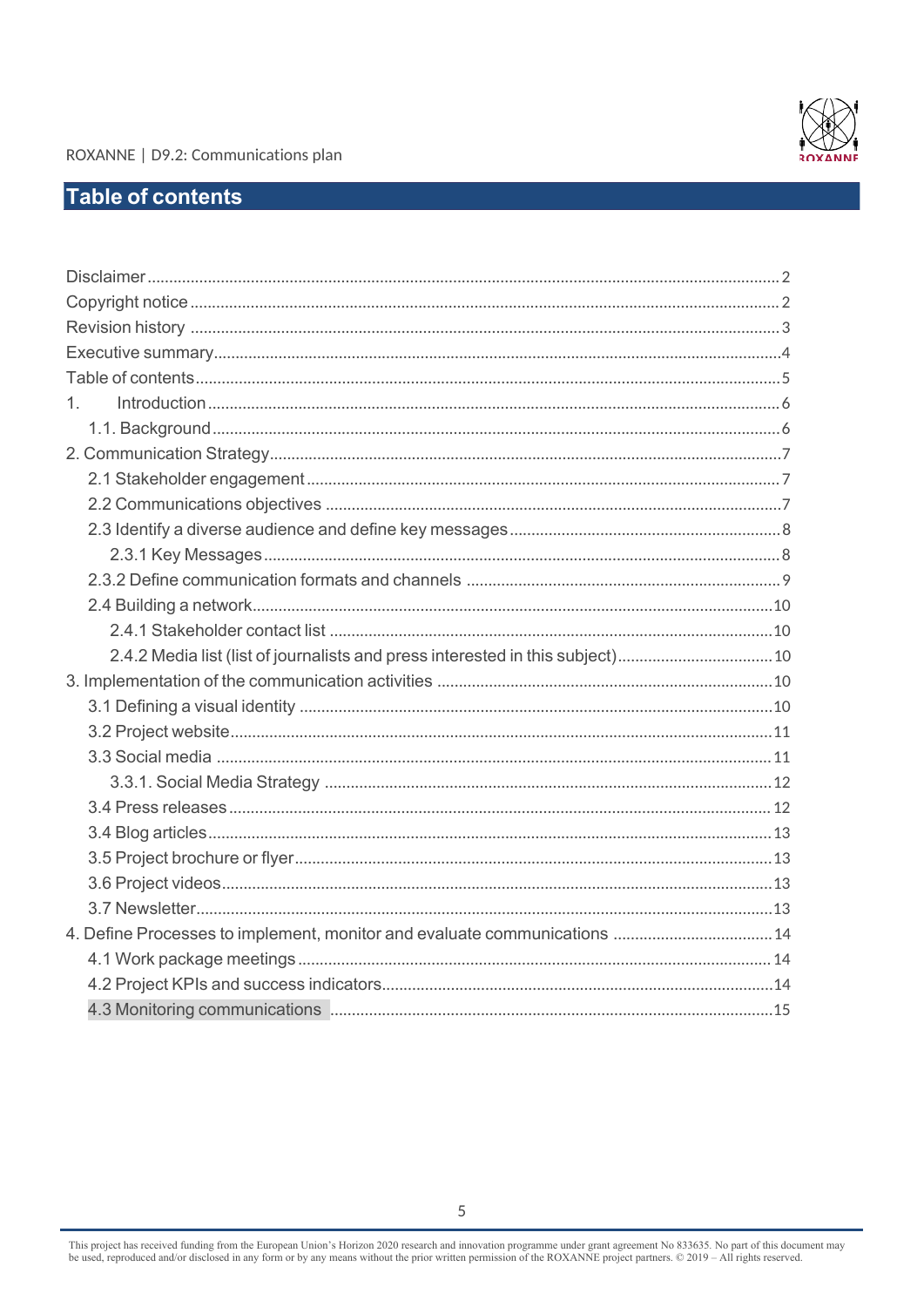# Table of contents

Disclaimer ..... 2
Copyright notice ..... 2
Revision history ..... 3
Executive summary ..... 4
Table of contents ..... 5
1. Introduction ..... 6
  1.1. Background ..... 6
2. Communication Strategy ..... 7
  2.1 Stakeholder engagement ..... 7
  2.2 Communications objectives ..... 7
  2.3 Identify a diverse audience and define key messages ..... 8
    2.3.1 Key Messages ..... 8
  2.3.2 Define communication formats and channels ..... 9
  2.4 Building a network ..... 10
    2.4.1 Stakeholder contact list ..... 10
    2.4.2 Media list (list of journalists and press interested in this subject) ..... 10
3. Implementation of the communication activities ..... 10
  3.1 Defining a visual identity ..... 10
  3.2 Project website ..... 11
  3.3 Social media ..... 11
    3.3.1. Social Media Strategy ..... 12
  3.4 Press releases ..... 12
  3.4 Blog articles ..... 13
  3.5 Project brochure or flyer ..... 13
  3.6 Project videos ..... 13
  3.7 Newsletter ..... 13
4. Define Processes to implement, monitor and evaluate communications ..... 14
  4.1 Work package meetings ..... 14
  4.2 Project KPIs and success indicators ..... 14
  4.3 Monitoring communications ..... 15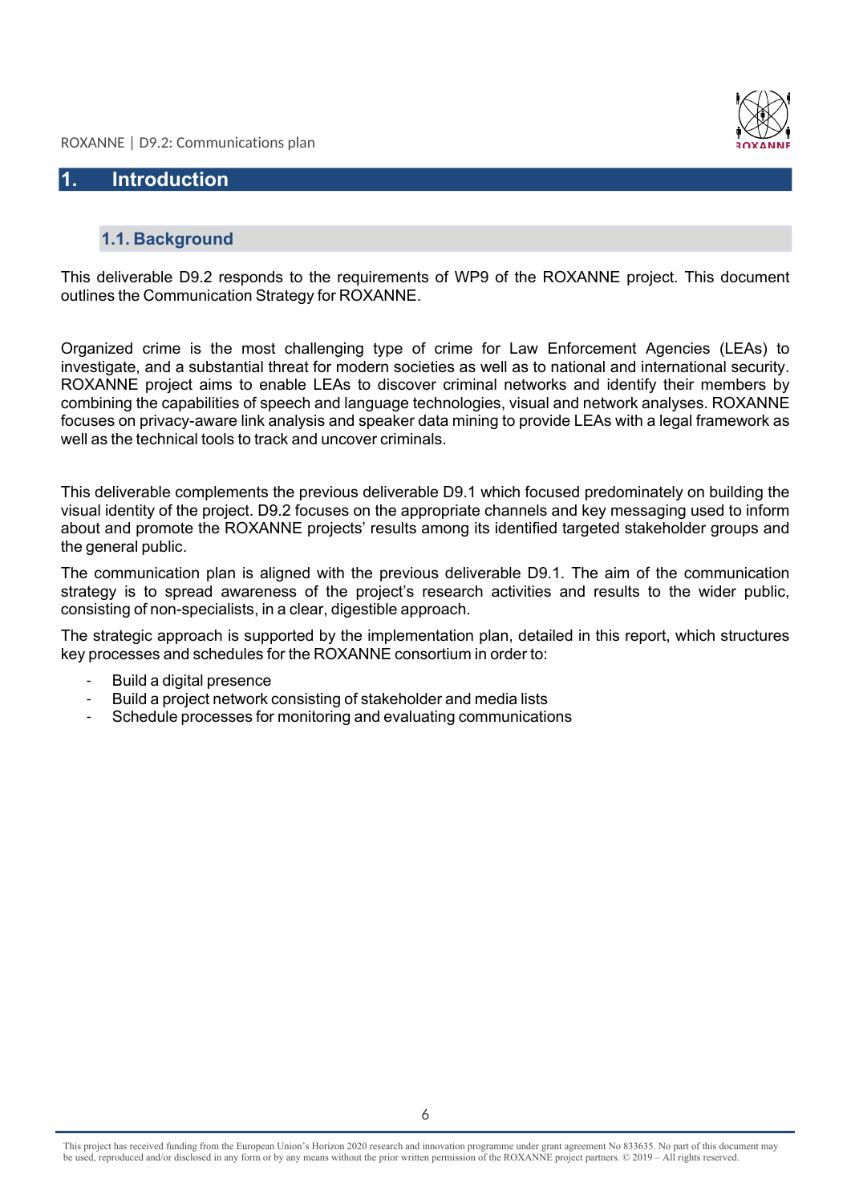# 1. Introduction

## 1.1. Background

This deliverable D9.2 responds to the requirements of WP9 of the ROXANNE project. This document outlines the Communication Strategy for ROXANNE.

Organized crime is the most challenging type of crime for Law Enforcement Agencies (LEAs) to investigate, and a substantial threat for modern societies as well as to national and international security. ROXANNE project aims to enable LEAs to discover criminal networks and identify their members by combining the capabilities of speech and language technologies, visual and network analyses. ROXANNE focuses on privacy-aware link analysis and speaker data mining to provide LEAs with a legal framework as well as the technical tools to track and uncover criminals.

This deliverable complements the previous deliverable D9.1 which focused predominately on building the visual identity of the project. D9.2 focuses on the appropriate channels and key messaging used to inform about and promote the ROXANNE projects' results among its identified targeted stakeholder groups and the general public.

The communication plan is aligned with the previous deliverable D9.1. The aim of the communication strategy is to spread awareness of the project's research activities and results to the wider public, consisting of non-specialists, in a clear, digestible approach.

The strategic approach is supported by the implementation plan, detailed in this report, which structures key processes and schedules for the ROXANNE consortium in order to:

- Build a digital presence
- Build a project network consisting of stakeholder and media lists
- Schedule processes for monitoring and evaluating communications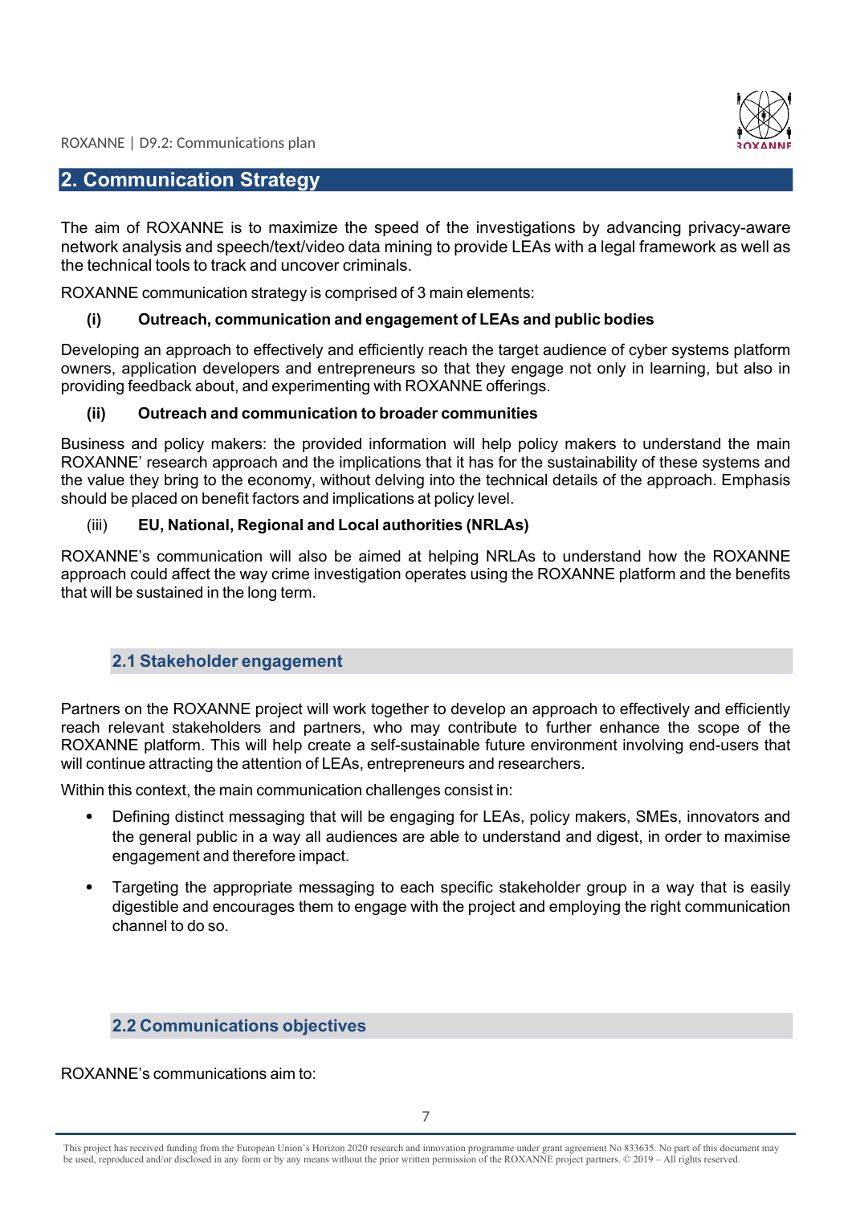## 2. Communication Strategy

The aim of ROXANNE is to maximize the speed of the investigations by advancing privacy-aware network analysis and speech/text/video data mining to provide LEAs with a legal framework as well as the technical tools to track and uncover criminals.

ROXANNE communication strategy is comprised of 3 main elements:

**(i) Outreach, communication and engagement of LEAs and public bodies**

Developing an approach to effectively and efficiently reach the target audience of cyber systems platform owners, application developers and entrepreneurs so that they engage not only in learning, but also in providing feedback about, and experimenting with ROXANNE offerings.

**(ii) Outreach and communication to broader communities**

Business and policy makers: the provided information will help policy makers to understand the main ROXANNE' research approach and the implications that it has for the sustainability of these systems and the value they bring to the economy, without delving into the technical details of the approach. Emphasis should be placed on benefit factors and implications at policy level.

(iii) **EU, National, Regional and Local authorities (NRLAs)**

ROXANNE's communication will also be aimed at helping NRLAs to understand how the ROXANNE approach could affect the way crime investigation operates using the ROXANNE platform and the benefits that will be sustained in the long term.

### 2.1 Stakeholder engagement

Partners on the ROXANNE project will work together to develop an approach to effectively and efficiently reach relevant stakeholders and partners, who may contribute to further enhance the scope of the ROXANNE platform. This will help create a self-sustainable future environment involving end-users that will continue attracting the attention of LEAs, entrepreneurs and researchers.

Within this context, the main communication challenges consist in:

- Defining distinct messaging that will be engaging for LEAs, policy makers, SMEs, innovators and the general public in a way all audiences are able to understand and digest, in order to maximise engagement and therefore impact.
- Targeting the appropriate messaging to each specific stakeholder group in a way that is easily digestible and encourages them to engage with the project and employing the right communication channel to do so.

### 2.2 Communications objectives

ROXANNE's communications aim to: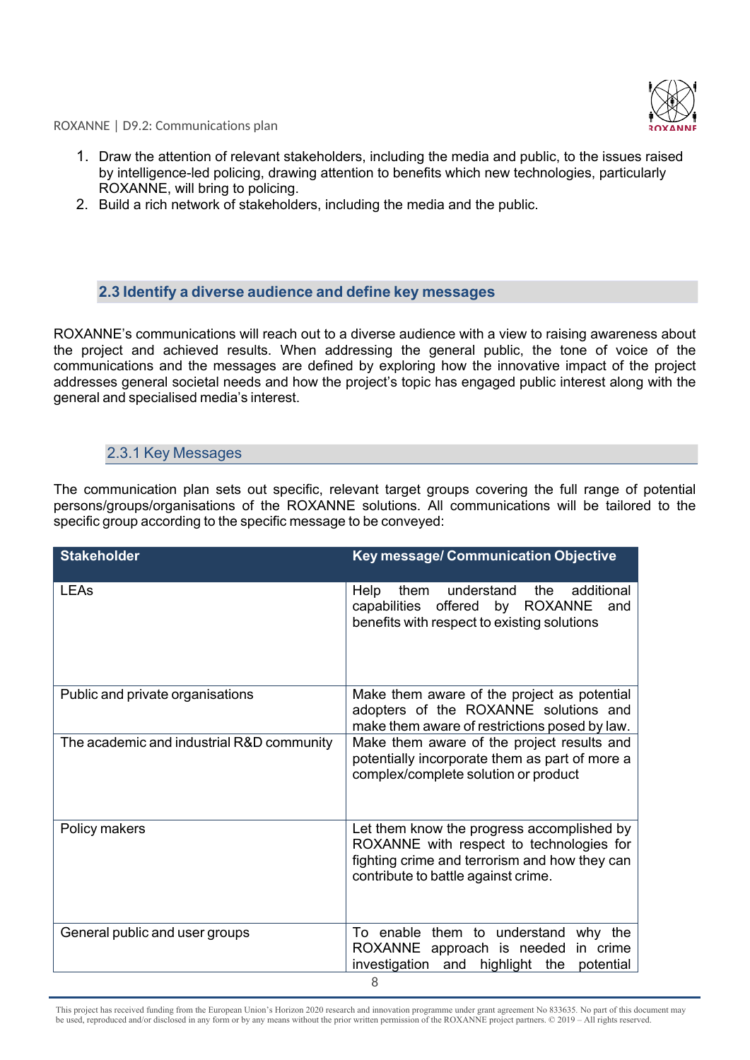1. Draw the attention of relevant stakeholders, including the media and public, to the issues raised by intelligence-led policing, drawing attention to benefits which new technologies, particularly ROXANNE, will bring to policing.
2. Build a rich network of stakeholders, including the media and the public.

## 2.3 Identify a diverse audience and define key messages

ROXANNE's communications will reach out to a diverse audience with a view to raising awareness about the project and achieved results. When addressing the general public, the tone of voice of the communications and the messages are defined by exploring how the innovative impact of the project addresses general societal needs and how the project's topic has engaged public interest along with the general and specialised media's interest.

### 2.3.1 Key Messages

The communication plan sets out specific, relevant target groups covering the full range of potential persons/groups/organisations of the ROXANNE solutions. All communications will be tailored to the specific group according to the specific message to be conveyed:

| Stakeholder | Key message/ Communication Objective |
| --- | --- |
| LEAs | Help them understand the additional capabilities offered by ROXANNE and benefits with respect to existing solutions |
| Public and private organisations | Make them aware of the project as potential adopters of the ROXANNE solutions and make them aware of restrictions posed by law. |
| The academic and industrial R&D community | Make them aware of the project results and potentially incorporate them as part of more a complex/complete solution or product |
| Policy makers | Let them know the progress accomplished by ROXANNE with respect to technologies for fighting crime and terrorism and how they can contribute to battle against crime. |
| General public and user groups | To enable them to understand why the ROXANNE approach is needed in crime investigation and highlight the potential |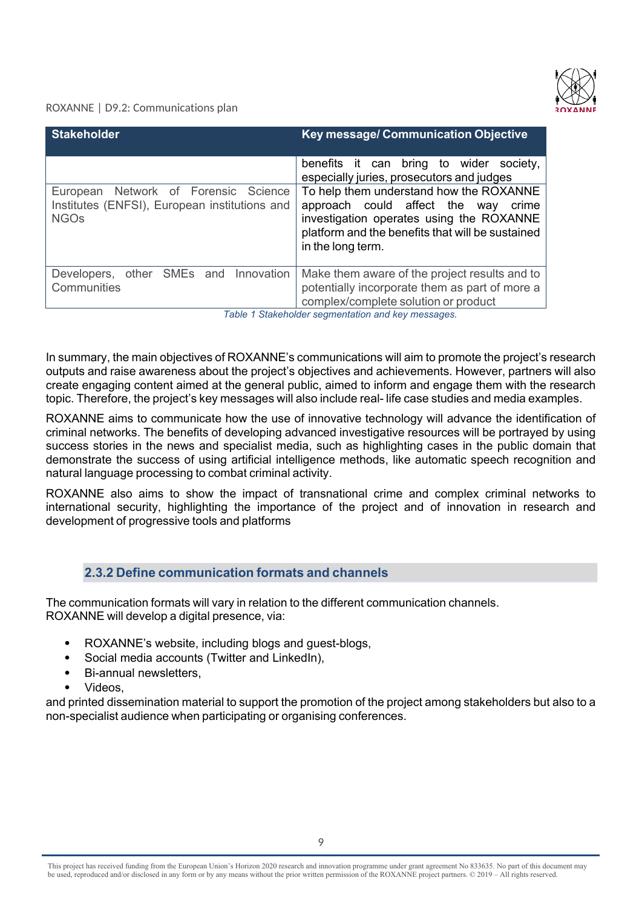| Stakeholder | Key message/ Communication Objective |
|---|---|
| | benefits it can bring to wider society, especially juries, prosecutors and judges |
| European Network of Forensic Science Institutes (ENFSI), European institutions and NGOs | To help them understand how the ROXANNE approach could affect the way crime investigation operates using the ROXANNE platform and the benefits that will be sustained in the long term. |
| Developers, other SMEs and Innovation Communities | Make them aware of the project results and to potentially incorporate them as part of more a complex/complete solution or product |

*Table 1 Stakeholder segmentation and key messages.*

In summary, the main objectives of ROXANNE's communications will aim to promote the project's research outputs and raise awareness about the project's objectives and achievements. However, partners will also create engaging content aimed at the general public, aimed to inform and engage them with the research topic. Therefore, the project's key messages will also include real- life case studies and media examples.

ROXANNE aims to communicate how the use of innovative technology will advance the identification of criminal networks. The benefits of developing advanced investigative resources will be portrayed by using success stories in the news and specialist media, such as highlighting cases in the public domain that demonstrate the success of using artificial intelligence methods, like automatic speech recognition and natural language processing to combat criminal activity.

ROXANNE also aims to show the impact of transnational crime and complex criminal networks to international security, highlighting the importance of the project and of innovation in research and development of progressive tools and platforms

### 2.3.2 Define communication formats and channels

The communication formats will vary in relation to the different communication channels.
ROXANNE will develop a digital presence, via:

- ROXANNE's website, including blogs and guest-blogs,
- Social media accounts (Twitter and LinkedIn),
- Bi-annual newsletters,
- Videos,

and printed dissemination material to support the promotion of the project among stakeholders but also to a non-specialist audience when participating or organising conferences.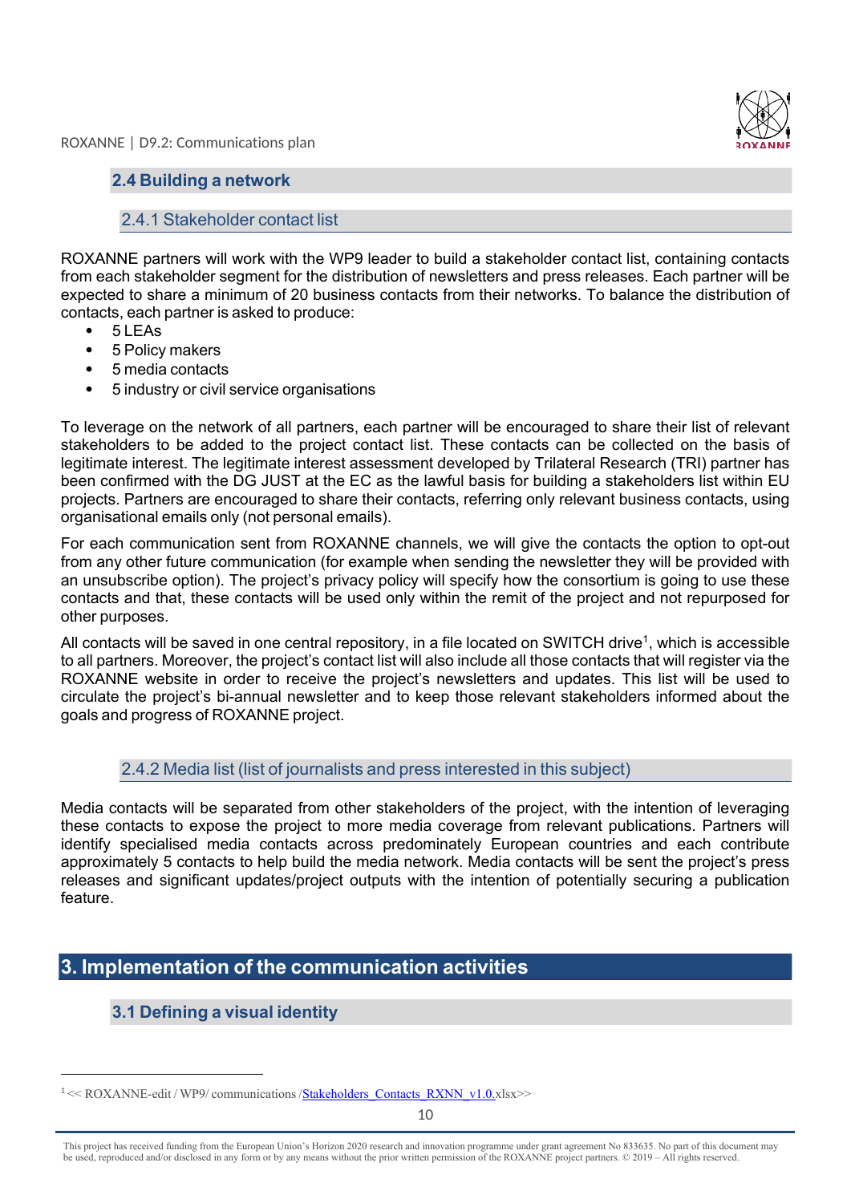## 2.4 Building a network

### 2.4.1 Stakeholder contact list

ROXANNE partners will work with the WP9 leader to build a stakeholder contact list, containing contacts from each stakeholder segment for the distribution of newsletters and press releases. Each partner will be expected to share a minimum of 20 business contacts from their networks. To balance the distribution of contacts, each partner is asked to produce:

- 5 LEAs
- 5 Policy makers
- 5 media contacts
- 5 industry or civil service organisations

To leverage on the network of all partners, each partner will be encouraged to share their list of relevant stakeholders to be added to the project contact list. These contacts can be collected on the basis of legitimate interest. The legitimate interest assessment developed by Trilateral Research (TRI) partner has been confirmed with the DG JUST at the EC as the lawful basis for building a stakeholders list within EU projects. Partners are encouraged to share their contacts, referring only relevant business contacts, using organisational emails only (not personal emails).

For each communication sent from ROXANNE channels, we will give the contacts the option to opt-out from any other future communication (for example when sending the newsletter they will be provided with an unsubscribe option). The project's privacy policy will specify how the consortium is going to use these contacts and that, these contacts will be used only within the remit of the project and not repurposed for other purposes.

All contacts will be saved in one central repository, in a file located on SWITCH drive[1], which is accessible to all partners. Moreover, the project's contact list will also include all those contacts that will register via the ROXANNE website in order to receive the project's newsletters and updates. This list will be used to circulate the project's bi-annual newsletter and to keep those relevant stakeholders informed about the goals and progress of ROXANNE project.

### 2.4.2 Media list (list of journalists and press interested in this subject)

Media contacts will be separated from other stakeholders of the project, with the intention of leveraging these contacts to expose the project to more media coverage from relevant publications. Partners will identify specialised media contacts across predominately European countries and each contribute approximately 5 contacts to help build the media network. Media contacts will be sent the project's press releases and significant updates/project outputs with the intention of potentially securing a publication feature.

# 3. Implementation of the communication activities

## 3.1 Defining a visual identity

[1] << ROXANNE-edit / WP9/ communications /Stakeholders_Contacts_RXNN_v1.0.xlsx>>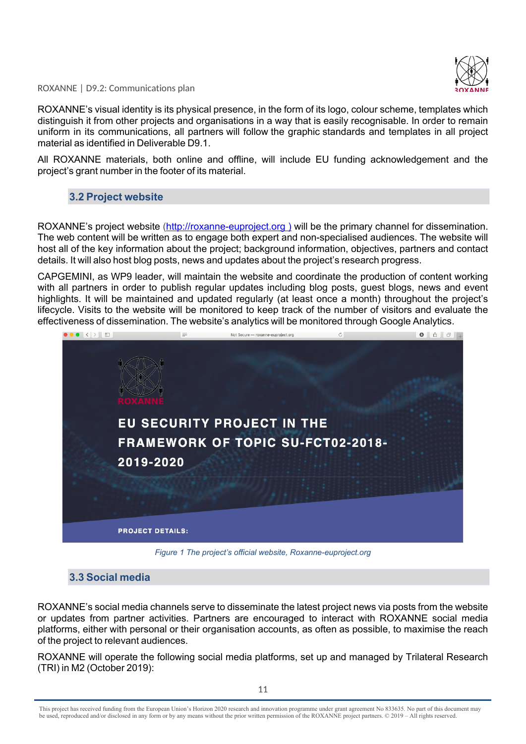ROXANNE's visual identity is its physical presence, in the form of its logo, colour scheme, templates which distinguish it from other projects and organisations in a way that is easily recognisable. In order to remain uniform in its communications, all partners will follow the graphic standards and templates in all project material as identified in Deliverable D9.1.

All ROXANNE materials, both online and offline, will include EU funding acknowledgement and the project's grant number in the footer of its material.

## 3.2 Project website

ROXANNE's project website (http://roxanne-euproject.org ) will be the primary channel for dissemination. The web content will be written as to engage both expert and non-specialised audiences. The website will host all of the key information about the project; background information, objectives, partners and contact details. It will also host blog posts, news and updates about the project's research progress.

CAPGEMINI, as WP9 leader, will maintain the website and coordinate the production of content working with all partners in order to publish regular updates including blog posts, guest blogs, news and event highlights. It will be maintained and updated regularly (at least once a month) throughout the project's lifecycle. Visits to the website will be monitored to keep track of the number of visitors and evaluate the effectiveness of dissemination. The website's analytics will be monitored through Google Analytics.

*Figure 1 The project's official website, Roxanne-euproject.org*

## 3.3 Social media

ROXANNE's social media channels serve to disseminate the latest project news via posts from the website or updates from partner activities. Partners are encouraged to interact with ROXANNE social media platforms, either with personal or their organisation accounts, as often as possible, to maximise the reach of the project to relevant audiences.

ROXANNE will operate the following social media platforms, set up and managed by Trilateral Research (TRI) in M2 (October 2019):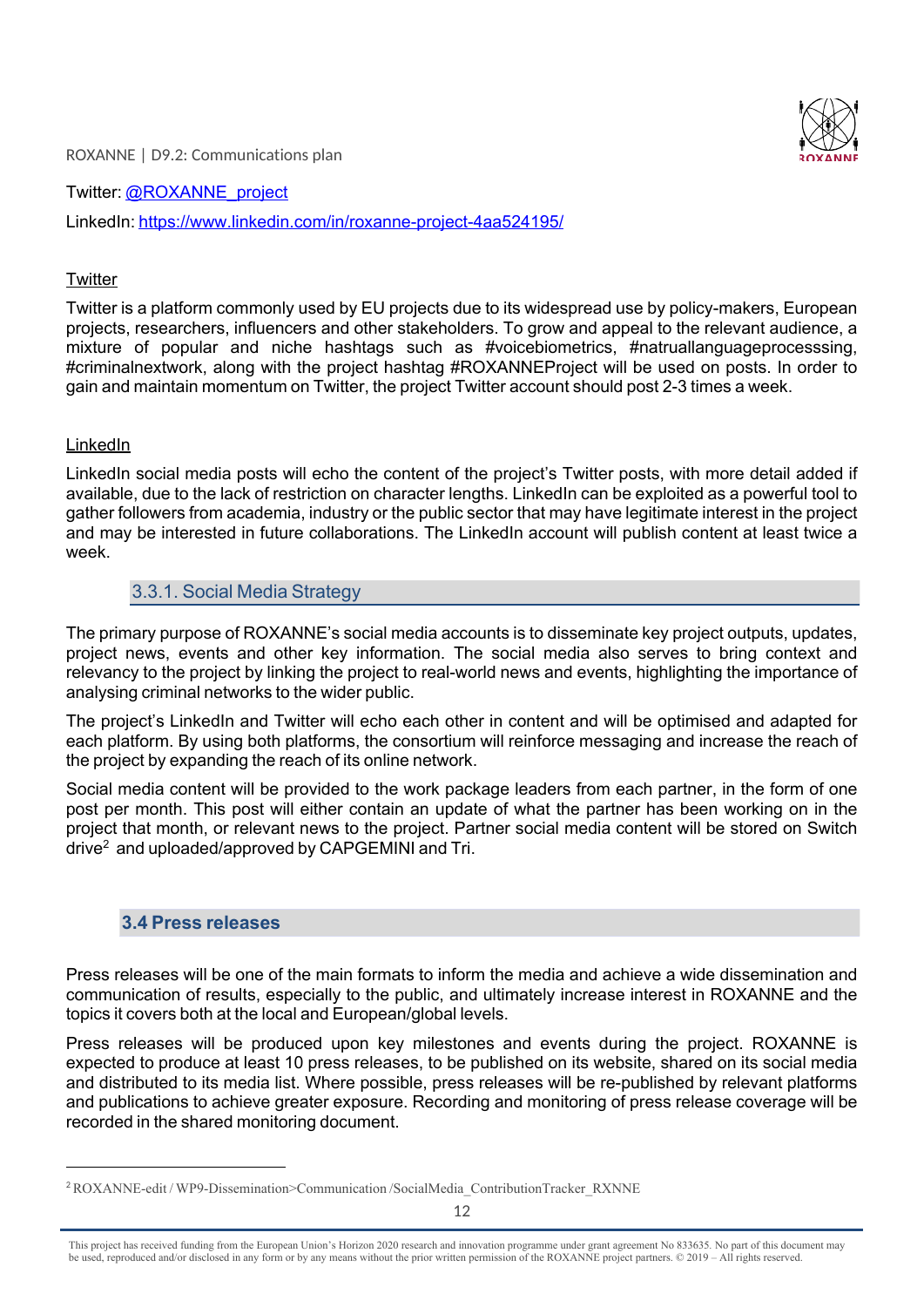Twitter: [@ROXANNE_project](#)

LinkedIn: [https://www.linkedin.com/in/roxanne-project-4aa524195/](https://www.linkedin.com/in/roxanne-project-4aa524195/)

Twitter

Twitter is a platform commonly used by EU projects due to its widespread use by policy-makers, European projects, researchers, influencers and other stakeholders. To grow and appeal to the relevant audience, a mixture of popular and niche hashtags such as #voicebiometrics, #natruallanguageprocesssing, #criminalnextwork, along with the project hashtag #ROXANNEProject will be used on posts. In order to gain and maintain momentum on Twitter, the project Twitter account should post 2-3 times a week.

LinkedIn

LinkedIn social media posts will echo the content of the project's Twitter posts, with more detail added if available, due to the lack of restriction on character lengths. LinkedIn can be exploited as a powerful tool to gather followers from academia, industry or the public sector that may have legitimate interest in the project and may be interested in future collaborations. The LinkedIn account will publish content at least twice a week.

### 3.3.1. Social Media Strategy

The primary purpose of ROXANNE's social media accounts is to disseminate key project outputs, updates, project news, events and other key information. The social media also serves to bring context and relevancy to the project by linking the project to real-world news and events, highlighting the importance of analysing criminal networks to the wider public.

The project's LinkedIn and Twitter will echo each other in content and will be optimised and adapted for each platform. By using both platforms, the consortium will reinforce messaging and increase the reach of the project by expanding the reach of its online network.

Social media content will be provided to the work package leaders from each partner, in the form of one post per month. This post will either contain an update of what the partner has been working on in the project that month, or relevant news to the project. Partner social media content will be stored on Switch drive[2] and uploaded/approved by CAPGEMINI and Tri.

## 3.4 Press releases

Press releases will be one of the main formats to inform the media and achieve a wide dissemination and communication of results, especially to the public, and ultimately increase interest in ROXANNE and the topics it covers both at the local and European/global levels.

Press releases will be produced upon key milestones and events during the project. ROXANNE is expected to produce at least 10 press releases, to be published on its website, shared on its social media and distributed to its media list. Where possible, press releases will be re-published by relevant platforms and publications to achieve greater exposure. Recording and monitoring of press release coverage will be recorded in the shared monitoring document.

---

[2] ROXANNE-edit / WP9-Dissemination>Communication /SocialMedia_ContributionTracker_RXNNE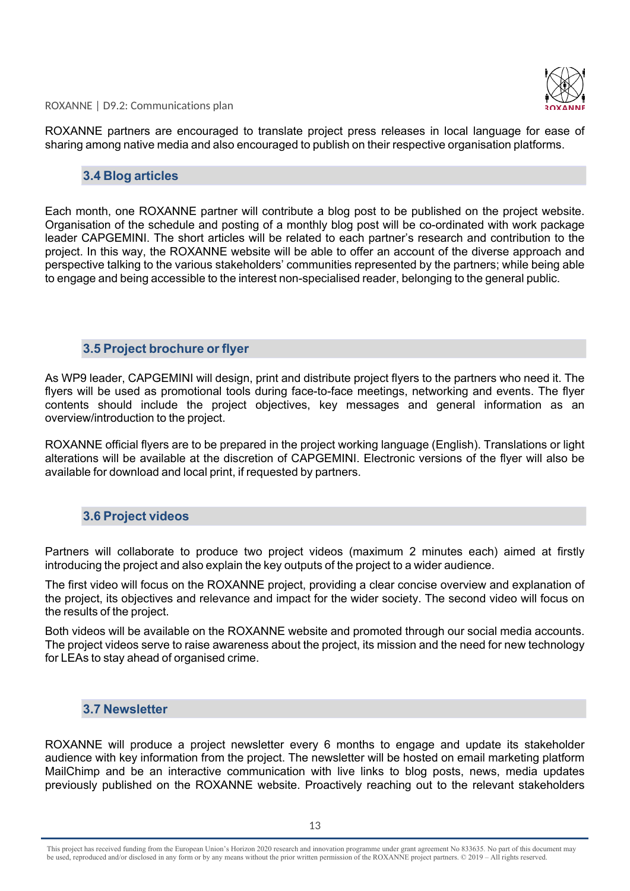ROXANNE partners are encouraged to translate project press releases in local language for ease of sharing among native media and also encouraged to publish on their respective organisation platforms.

### 3.4 Blog articles

Each month, one ROXANNE partner will contribute a blog post to be published on the project website. Organisation of the schedule and posting of a monthly blog post will be co-ordinated with work package leader CAPGEMINI. The short articles will be related to each partner's research and contribution to the project. In this way, the ROXANNE website will be able to offer an account of the diverse approach and perspective talking to the various stakeholders' communities represented by the partners; while being able to engage and being accessible to the interest non-specialised reader, belonging to the general public.

### 3.5 Project brochure or flyer

As WP9 leader, CAPGEMINI will design, print and distribute project flyers to the partners who need it. The flyers will be used as promotional tools during face-to-face meetings, networking and events. The flyer contents should include the project objectives, key messages and general information as an overview/introduction to the project.

ROXANNE official flyers are to be prepared in the project working language (English). Translations or light alterations will be available at the discretion of CAPGEMINI. Electronic versions of the flyer will also be available for download and local print, if requested by partners.

### 3.6 Project videos

Partners will collaborate to produce two project videos (maximum 2 minutes each) aimed at firstly introducing the project and also explain the key outputs of the project to a wider audience.

The first video will focus on the ROXANNE project, providing a clear concise overview and explanation of the project, its objectives and relevance and impact for the wider society. The second video will focus on the results of the project.

Both videos will be available on the ROXANNE website and promoted through our social media accounts. The project videos serve to raise awareness about the project, its mission and the need for new technology for LEAs to stay ahead of organised crime.

### 3.7 Newsletter

ROXANNE will produce a project newsletter every 6 months to engage and update its stakeholder audience with key information from the project. The newsletter will be hosted on email marketing platform MailChimp and be an interactive communication with live links to blog posts, news, media updates previously published on the ROXANNE website. Proactively reaching out to the relevant stakeholders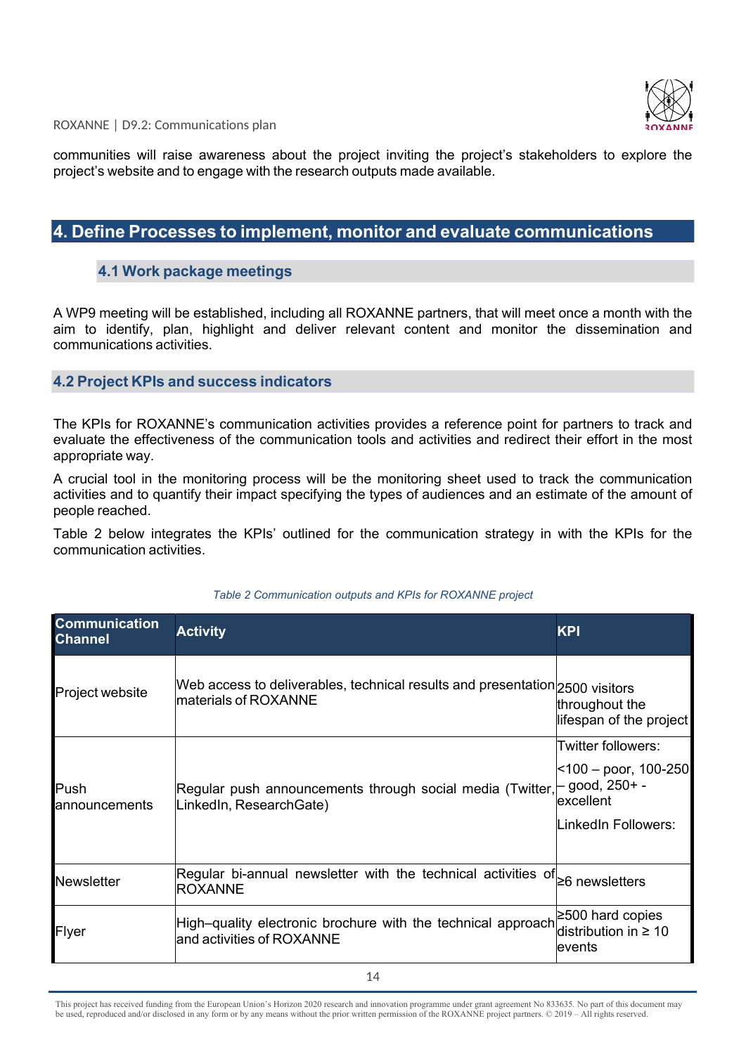communities will raise awareness about the project inviting the project's stakeholders to explore the project's website and to engage with the research outputs made available.

# 4. Define Processes to implement, monitor and evaluate communications

## 4.1 Work package meetings

A WP9 meeting will be established, including all ROXANNE partners, that will meet once a month with the aim to identify, plan, highlight and deliver relevant content and monitor the dissemination and communications activities.

## 4.2 Project KPIs and success indicators

The KPIs for ROXANNE's communication activities provides a reference point for partners to track and evaluate the effectiveness of the communication tools and activities and redirect their effort in the most appropriate way.

A crucial tool in the monitoring process will be the monitoring sheet used to track the communication activities and to quantify their impact specifying the types of audiences and an estimate of the amount of people reached.

Table 2 below integrates the KPIs' outlined for the communication strategy in with the KPIs for the communication activities.

*Table 2 Communication outputs and KPIs for ROXANNE project*

| Communication Channel | Activity | KPI |
|---|---|---|
| Project website | Web access to deliverables, technical results and presentation materials of ROXANNE | 2500 visitors throughout the lifespan of the project |
| Push announcements | Regular push announcements through social media (Twitter, LinkedIn, ResearchGate) | Twitter followers: <100 – poor, 100-250 – good, 250+ - excellent LinkedIn Followers: |
| Newsletter | Regular bi-annual newsletter with the technical activities of ROXANNE | ≥6 newsletters |
| Flyer | High–quality electronic brochure with the technical approach and activities of ROXANNE | ≥500 hard copies distribution in ≥ 10 events |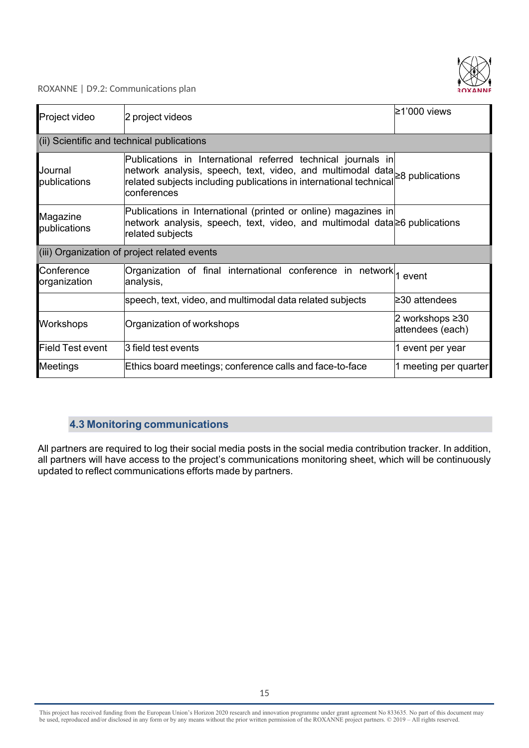| | | |
|---|---|---|
| Project video | 2 project videos | ≥1'000 views |
| (ii) Scientific and technical publications | | |
| Journal publications | Publications in International referred technical journals in network analysis, speech, text, video, and multimodal data related subjects including publications in international technical conferences | ≥8 publications |
| Magazine publications | Publications in International (printed or online) magazines in network analysis, speech, text, video, and multimodal data related subjects | ≥6 publications |
| (iii) Organization of project related events | | |
| Conference organization | Organization of final international conference in network analysis, | 1 event |
| | speech, text, video, and multimodal data related subjects | ≥30 attendees |
| Workshops | Organization of workshops | 2 workshops ≥30 attendees (each) |
| Field Test event | 3 field test events | 1 event per year |
| Meetings | Ethics board meetings; conference calls and face-to-face | 1 meeting per quarter |

### 4.3 Monitoring communications

All partners are required to log their social media posts in the social media contribution tracker. In addition, all partners will have access to the project's communications monitoring sheet, which will be continuously updated to reflect communications efforts made by partners.